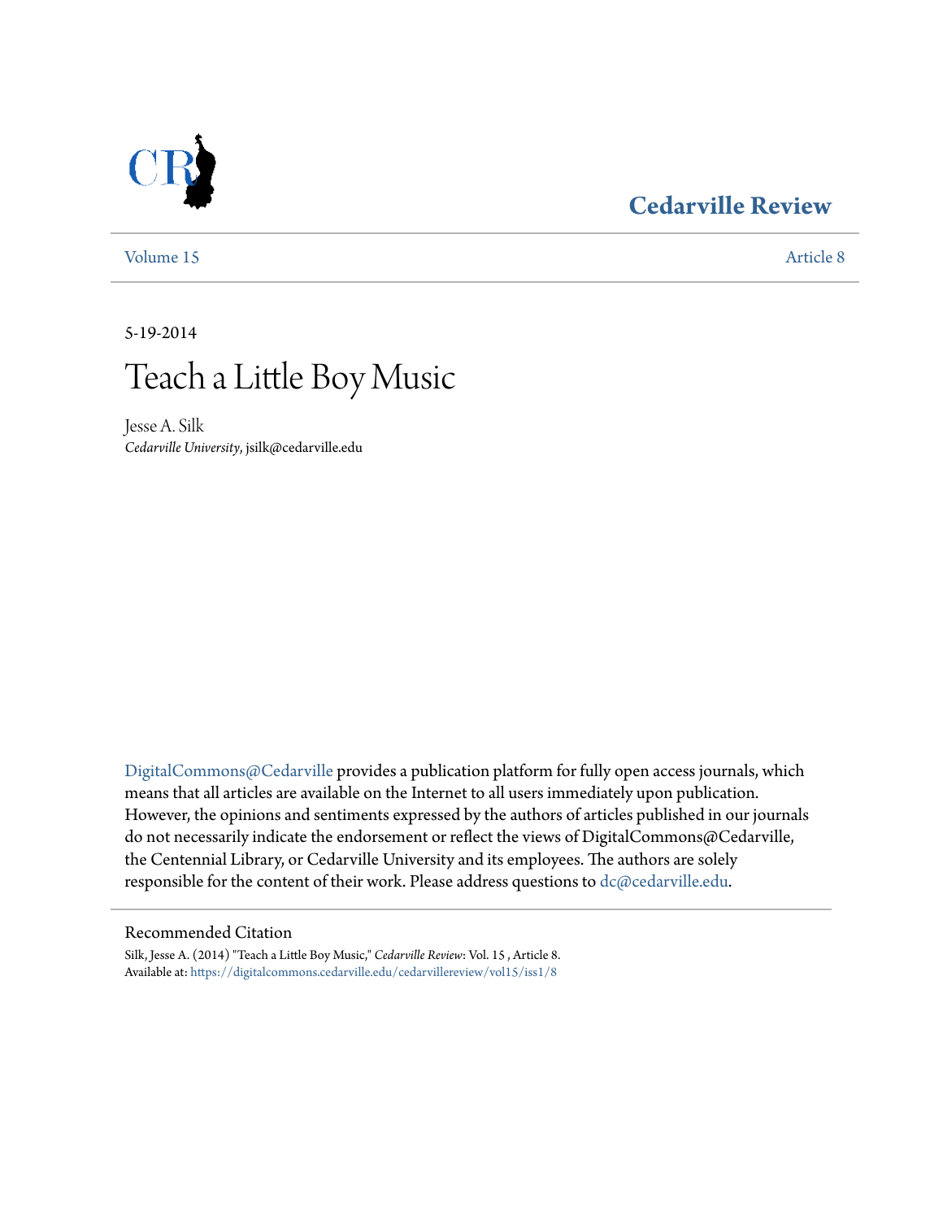Cedarville Review

Volume 15 | Article 8

5-19-2014

# Teach a Little Boy Music

Jesse A. Silk
*Cedarville University*, jsilk@cedarville.edu

DigitalCommons@Cedarville provides a publication platform for fully open access journals, which means that all articles are available on the Internet to all users immediately upon publication. However, the opinions and sentiments expressed by the authors of articles published in our journals do not necessarily indicate the endorsement or reflect the views of DigitalCommons@Cedarville, the Centennial Library, or Cedarville University and its employees. The authors are solely responsible for the content of their work. Please address questions to dc@cedarville.edu.

## Recommended Citation

Silk, Jesse A. (2014) "Teach a Little Boy Music," *Cedarville Review*: Vol. 15 , Article 8.
Available at: https://digitalcommons.cedarville.edu/cedarvillereview/vol15/iss1/8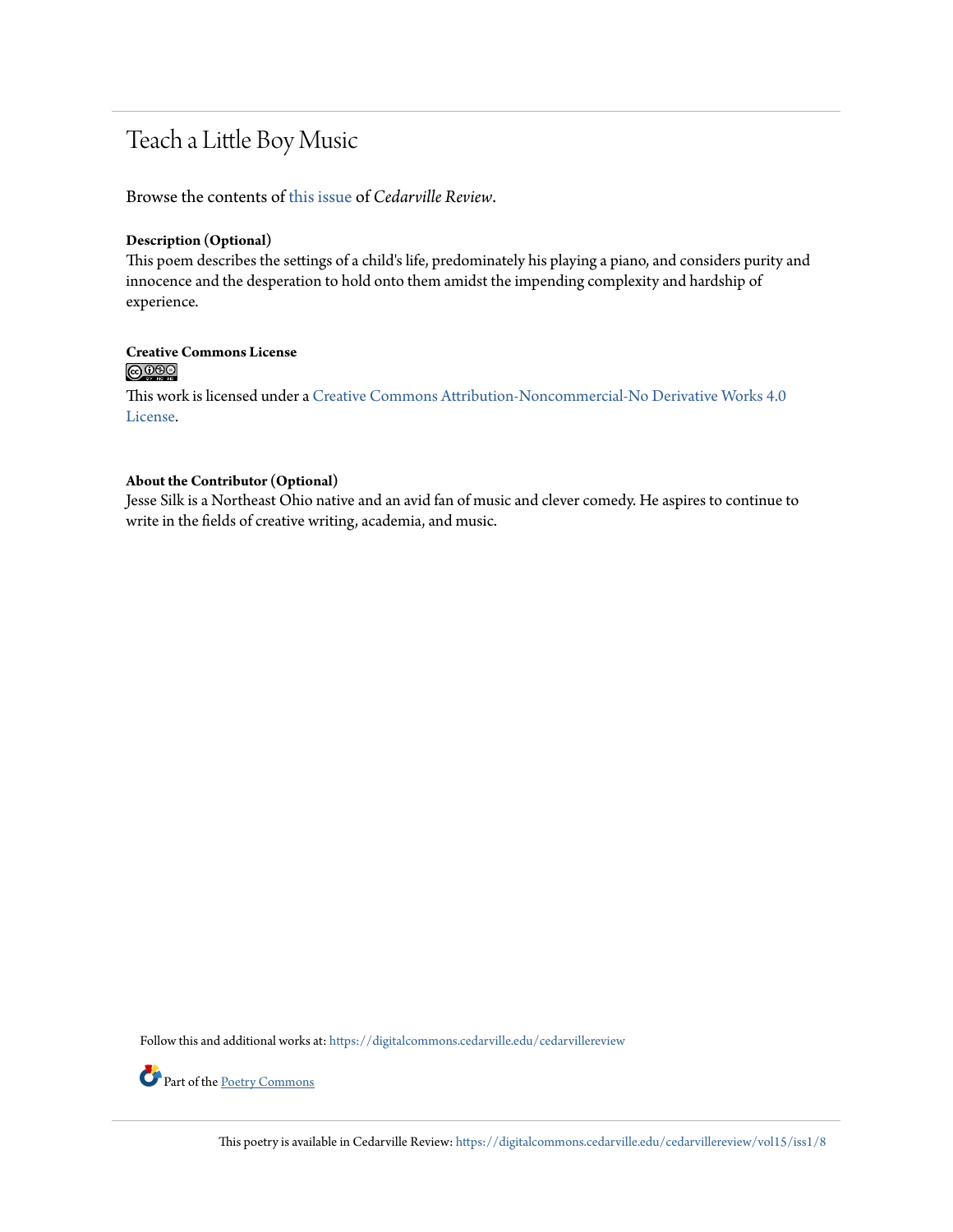# Teach a Little Boy Music

Browse the contents of this issue of *Cedarville Review*.

**Description (Optional)**

This poem describes the settings of a child's life, predominately his playing a piano, and considers purity and innocence and the desperation to hold onto them amidst the impending complexity and hardship of experience.

**Creative Commons License**

This work is licensed under a Creative Commons Attribution-Noncommercial-No Derivative Works 4.0 License.

**About the Contributor (Optional)**

Jesse Silk is a Northeast Ohio native and an avid fan of music and clever comedy. He aspires to continue to write in the fields of creative writing, academia, and music.

Follow this and additional works at: https://digitalcommons.cedarville.edu/cedarvillereview

Part of the Poetry Commons

This poetry is available in Cedarville Review: https://digitalcommons.cedarville.edu/cedarvillereview/vol15/iss1/8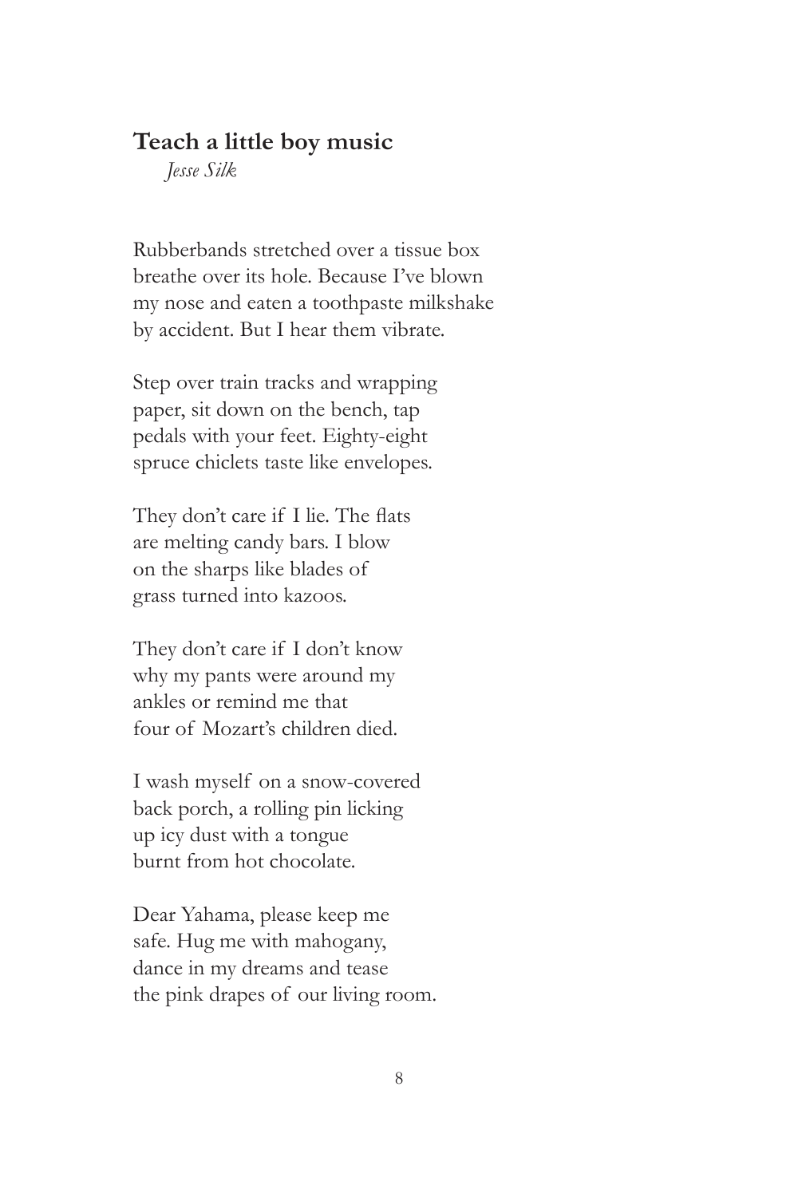## Teach a little boy music

*Jesse Silk*

Rubberbands stretched over a tissue box
breathe over its hole. Because I've blown
my nose and eaten a toothpaste milkshake
by accident. But I hear them vibrate.

Step over train tracks and wrapping
paper, sit down on the bench, tap
pedals with your feet. Eighty-eight
spruce chiclets taste like envelopes.

They don't care if I lie. The flats
are melting candy bars. I blow
on the sharps like blades of
grass turned into kazoos.

They don't care if I don't know
why my pants were around my
ankles or remind me that
four of Mozart's children died.

I wash myself on a snow-covered
back porch, a rolling pin licking
up icy dust with a tongue
burnt from hot chocolate.

Dear Yahama, please keep me
safe. Hug me with mahogany,
dance in my dreams and tease
the pink drapes of our living room.